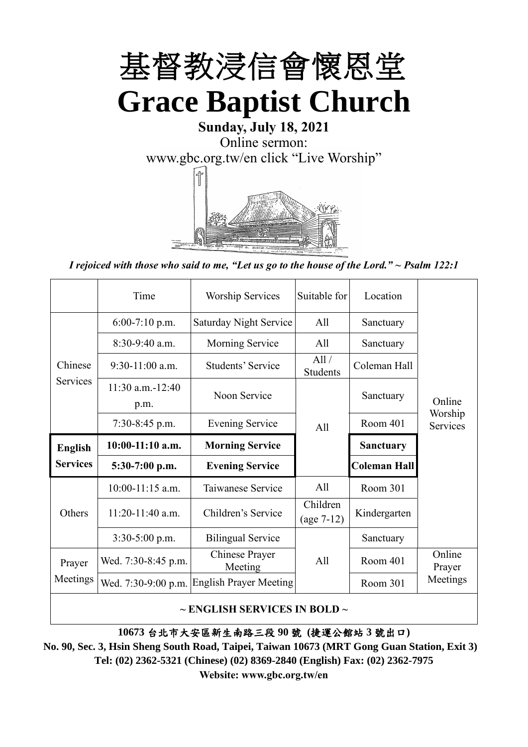# 基督教浸信會懷恩堂

# Grace Baptist Church

**Sunday, July 18, 2021**

Online sermon:

www.gbc.org.tw/en click "Live Worship"

*I rejoiced with those who said to me, "Let us go to the house of the Lord." ~ Psalm 122:1*

| | Time | Worship Services | Suitable for | Location | |
|---|---|---|---|---|---|
| Chinese Services | 6:00-7:10 p.m. | Saturday Night Service | All | Sanctuary | Online Worship Services |
| | 8:30-9:40 a.m. | Morning Service | All | Sanctuary | |
| | 9:30-11:00 a.m. | Students' Service | All / Students | Coleman Hall | |
| | 11:30 a.m.-12:40 p.m. | Noon Service | All | Sanctuary | |
| | 7:30-8:45 p.m. | Evening Service | | Room 401 | |
| **English Services** | **10:00-11:10 a.m.** | **Morning Service** | | **Sanctuary** | |
| | **5:30-7:00 p.m.** | **Evening Service** | | **Coleman Hall** | |
| Others | 10:00-11:15 a.m. | Taiwanese Service | All | Room 301 | |
| | 11:20-11:40 a.m. | Children's Service | Children (age 7-12) | Kindergarten | |
| | 3:30-5:00 p.m. | Bilingual Service | All | Sanctuary | |
| Prayer Meetings | Wed. 7:30-8:45 p.m. | Chinese Prayer Meeting | | Room 401 | Online Prayer Meetings |
| | Wed. 7:30-9:00 p.m. | English Prayer Meeting | | Room 301 | |

**~ ENGLISH SERVICES IN BOLD ~**

**10673 台北市大安區新生南路三段 90 號 (捷運公館站 3 號出口)**

**No. 90, Sec. 3, Hsin Sheng South Road, Taipei, Taiwan 10673 (MRT Gong Guan Station, Exit 3)**

**Tel: (02) 2362-5321 (Chinese) (02) 8369-2840 (English) Fax: (02) 2362-7975**

**Website: www.gbc.org.tw/en**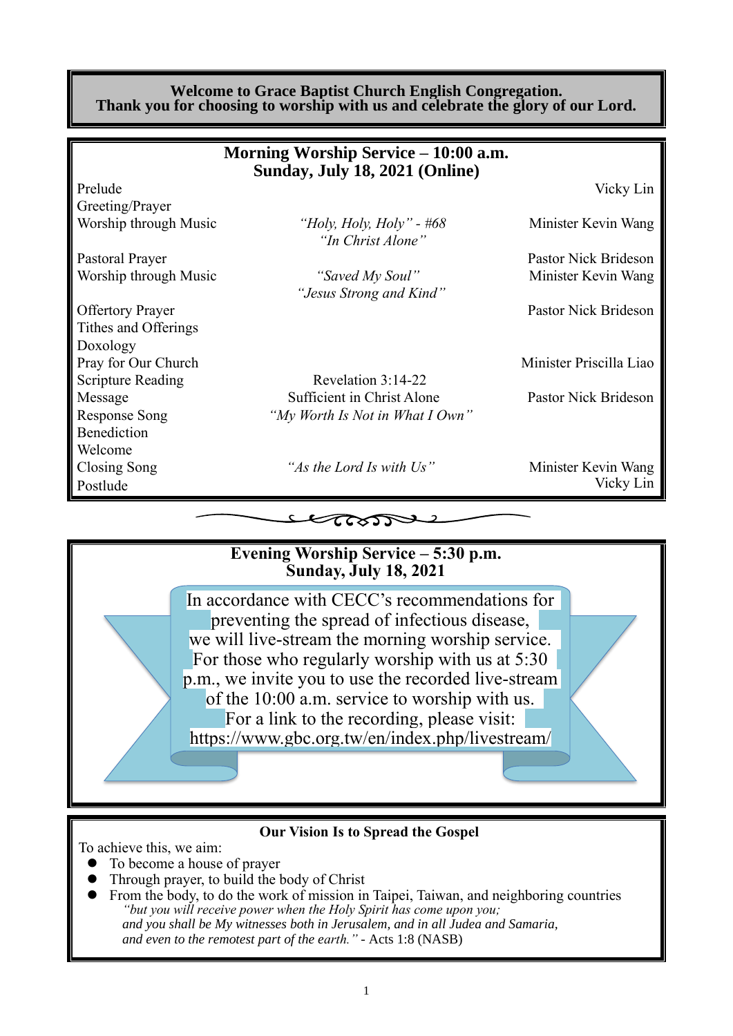**Welcome to Grace Baptist Church English Congregation.**
**Thank you for choosing to worship with us and celebrate the glory of our Lord.**

## Morning Worship Service – 10:00 a.m.
## Sunday, July 18, 2021 (Online)

| | | |
|---|---|---|
| Prelude | | Vicky Lin |
| Greeting/Prayer | | |
| Worship through Music | *"Holy, Holy, Holy" - #68* *"In Christ Alone"* | Minister Kevin Wang |
| Pastoral Prayer | | Pastor Nick Brideson |
| Worship through Music | *"Saved My Soul"* *"Jesus Strong and Kind"* | Minister Kevin Wang |
| Offertory Prayer | | Pastor Nick Brideson |
| Tithes and Offerings | | |
| Doxology | | |
| Pray for Our Church | | Minister Priscilla Liao |
| Scripture Reading | Revelation 3:14-22 | |
| Message | Sufficient in Christ Alone | Pastor Nick Brideson |
| Response Song | *"My Worth Is Not in What I Own"* | |
| Benediction | | |
| Welcome | | |
| Closing Song | *"As the Lord Is with Us"* | Minister Kevin Wang |
| Postlude | | Vicky Lin |

## Evening Worship Service – 5:30 p.m.
## Sunday, July 18, 2021

In accordance with CECC's recommendations for preventing the spread of infectious disease, we will live-stream the morning worship service. For those who regularly worship with us at 5:30 p.m., we invite you to use the recorded live-stream of the 10:00 a.m. service to worship with us. For a link to the recording, please visit: https://www.gbc.org.tw/en/index.php/livestream/

### Our Vision Is to Spread the Gospel

To achieve this, we aim:

- To become a house of prayer
- Through prayer, to build the body of Christ
- From the body, to do the work of mission in Taipei, Taiwan, and neighboring countries

*"but you will receive power when the Holy Spirit has come upon you; and you shall be My witnesses both in Jerusalem, and in all Judea and Samaria, and even to the remotest part of the earth."* - Acts 1:8 (NASB)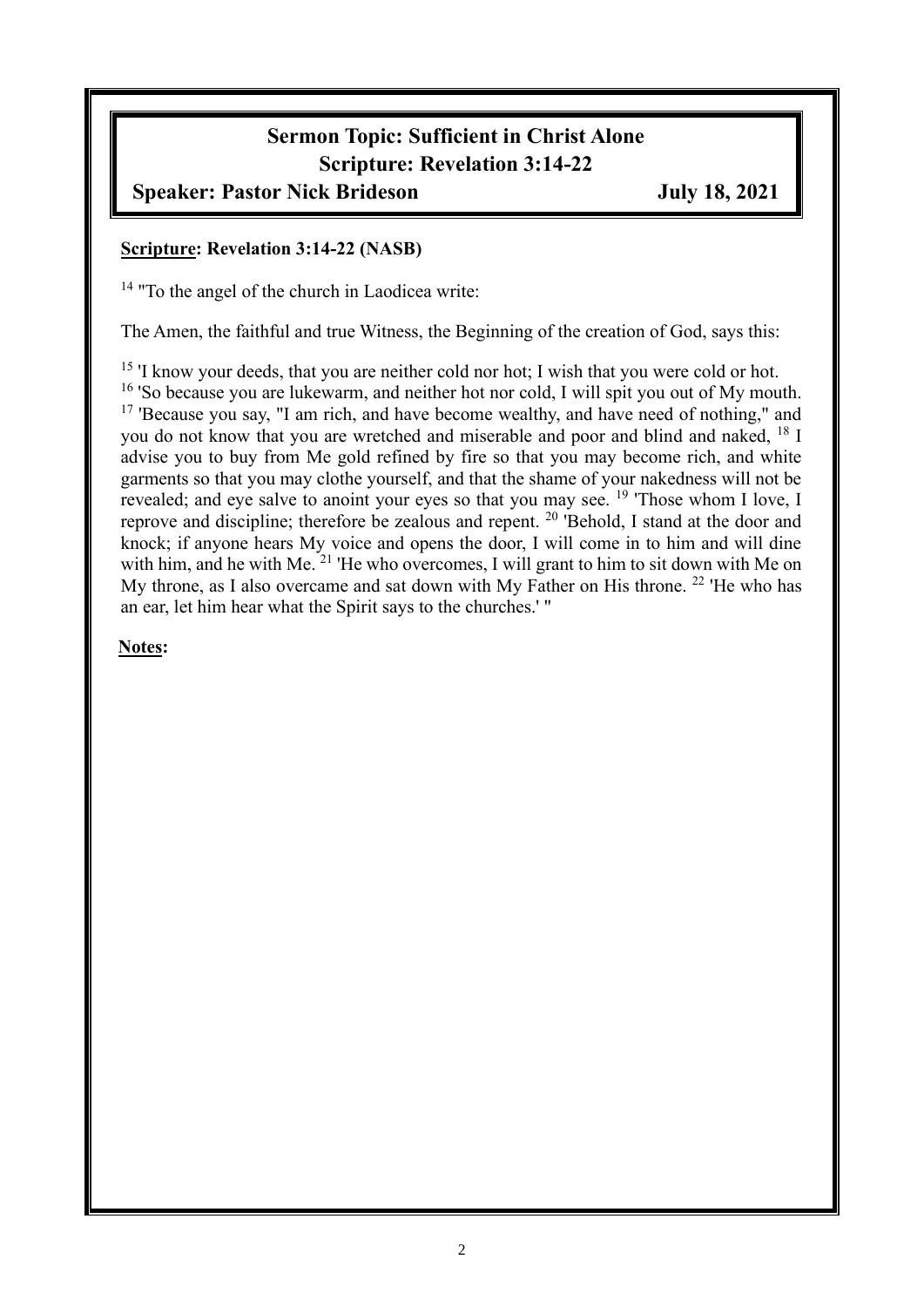# Sermon Topic: Sufficient in Christ Alone
## Scripture: Revelation 3:14-22
**Speaker: Pastor Nick Brideson** **July 18, 2021**

**Scripture: Revelation 3:14-22 (NASB)**

14 "To the angel of the church in Laodicea write:

The Amen, the faithful and true Witness, the Beginning of the creation of God, says this:

15 'I know your deeds, that you are neither cold nor hot; I wish that you were cold or hot. 16 'So because you are lukewarm, and neither hot nor cold, I will spit you out of My mouth. 17 'Because you say, "I am rich, and have become wealthy, and have need of nothing," and you do not know that you are wretched and miserable and poor and blind and naked, 18 I advise you to buy from Me gold refined by fire so that you may become rich, and white garments so that you may clothe yourself, and that the shame of your nakedness will not be revealed; and eye salve to anoint your eyes so that you may see. 19 'Those whom I love, I reprove and discipline; therefore be zealous and repent. 20 'Behold, I stand at the door and knock; if anyone hears My voice and opens the door, I will come in to him and will dine with him, and he with Me. 21 'He who overcomes, I will grant to him to sit down with Me on My throne, as I also overcame and sat down with My Father on His throne. 22 'He who has an ear, let him hear what the Spirit says to the churches.' "

**Notes:**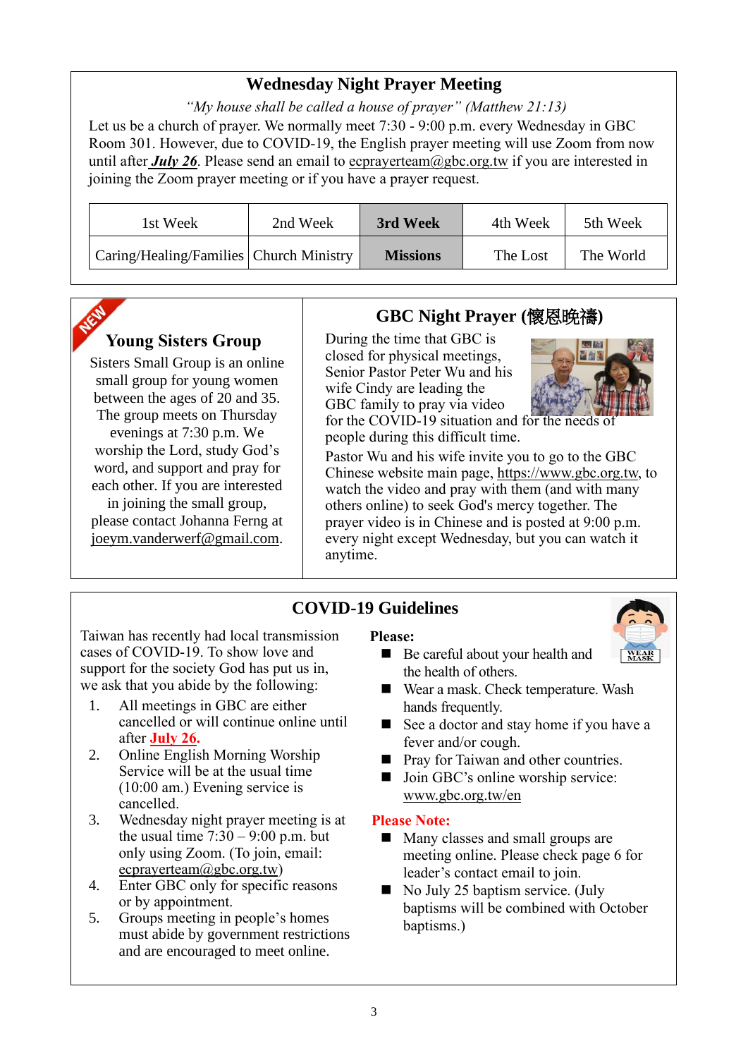## Wednesday Night Prayer Meeting

*"My house shall be called a house of prayer" (Matthew 21:13)*

Let us be a church of prayer. We normally meet 7:30 - 9:00 p.m. every Wednesday in GBC Room 301. However, due to COVID-19, the English prayer meeting will use Zoom from now until after ***July 26***. Please send an email to ecprayerteam@gbc.org.tw if you are interested in joining the Zoom prayer meeting or if you have a prayer request.

| 1st Week | 2nd Week | **3rd Week** | 4th Week | 5th Week |
|---|---|---|---|---|
| Caring/Healing/Families | Church Ministry | **Missions** | The Lost | The World |

## Young Sisters Group

Sisters Small Group is an online small group for young women between the ages of 20 and 35. The group meets on Thursday evenings at 7:30 p.m. We worship the Lord, study God's word, and support and pray for each other. If you are interested in joining the small group, please contact Johanna Ferng at joeym.vanderwerf@gmail.com.

## GBC Night Prayer (懷恩晚禱)

During the time that GBC is closed for physical meetings, Senior Pastor Peter Wu and his wife Cindy are leading the GBC family to pray via video for the COVID-19 situation and for the needs of people during this difficult time.

Pastor Wu and his wife invite you to go to the GBC Chinese website main page, https://www.gbc.org.tw, to watch the video and pray with them (and with many others online) to seek God's mercy together. The prayer video is in Chinese and is posted at 9:00 p.m. every night except Wednesday, but you can watch it anytime.

## COVID-19 Guidelines

Taiwan has recently had local transmission cases of COVID-19. To show love and support for the society God has put us in, we ask that you abide by the following:

1. All meetings in GBC are either cancelled or will continue online until after **July 26.**
2. Online English Morning Worship Service will be at the usual time (10:00 am.) Evening service is cancelled.
3. Wednesday night prayer meeting is at the usual time 7:30 – 9:00 p.m. but only using Zoom. (To join, email: ecprayerteam@gbc.org.tw)
4. Enter GBC only for specific reasons or by appointment.
5. Groups meeting in people's homes must abide by government restrictions and are encouraged to meet online.

**Please:**

- Be careful about your health and the health of others.
- Wear a mask. Check temperature. Wash hands frequently.
- See a doctor and stay home if you have a fever and/or cough.
- Pray for Taiwan and other countries.
- Join GBC's online worship service: www.gbc.org.tw/en

**Please Note:**

- Many classes and small groups are meeting online. Please check page 6 for leader's contact email to join.
- No July 25 baptism service. (July baptisms will be combined with October baptisms.)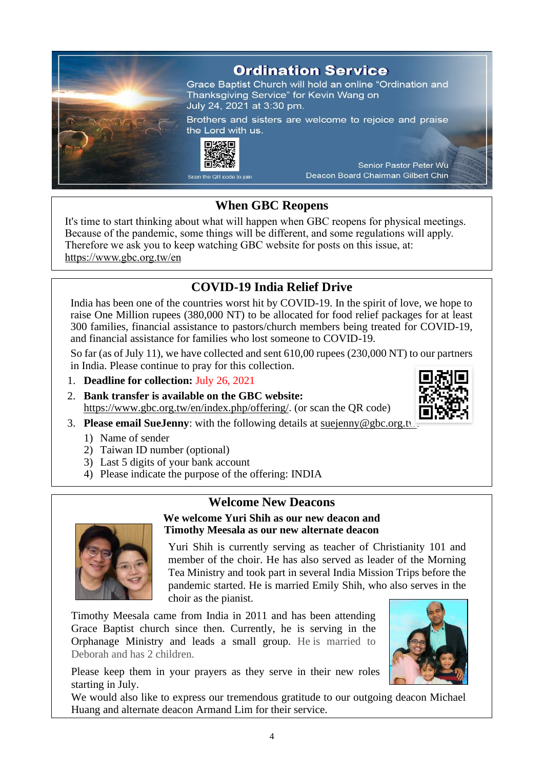## Ordination Service

Grace Baptist Church will hold an online "Ordination and Thanksgiving Service" for Kevin Wang on July 24, 2021 at 3:30 pm.

Brothers and sisters are welcome to rejoice and praise the Lord with us.

Scan the QR code to join

Senior Pastor Peter Wu
Deacon Board Chairman Gilbert Chin

## When GBC Reopens

It's time to start thinking about what will happen when GBC reopens for physical meetings. Because of the pandemic, some things will be different, and some regulations will apply. Therefore we ask you to keep watching GBC website for posts on this issue, at: https://www.gbc.org.tw/en

## COVID-19 India Relief Drive

India has been one of the countries worst hit by COVID-19. In the spirit of love, we hope to raise One Million rupees (380,000 NT) to be allocated for food relief packages for at least 300 families, financial assistance to pastors/church members being treated for COVID-19, and financial assistance for families who lost someone to COVID-19.

So far (as of July 11), we have collected and sent 610,00 rupees (230,000 NT) to our partners in India. Please continue to pray for this collection.

1. **Deadline for collection:** July 26, 2021
2. **Bank transfer is available on the GBC website:** https://www.gbc.org.tw/en/index.php/offering/. (or scan the QR code)
3. **Please email SueJenny**: with the following details at suejenny@gbc.org.tw.
   1) Name of sender
   2) Taiwan ID number (optional)
   3) Last 5 digits of your bank account
   4) Please indicate the purpose of the offering: INDIA

## Welcome New Deacons

**We welcome Yuri Shih as our new deacon and Timothy Meesala as our new alternate deacon**

Yuri Shih is currently serving as teacher of Christianity 101 and member of the choir. He has also served as leader of the Morning Tea Ministry and took part in several India Mission Trips before the pandemic started. He is married Emily Shih, who also serves in the choir as the pianist.

Timothy Meesala came from India in 2011 and has been attending Grace Baptist church since then. Currently, he is serving in the Orphanage Ministry and leads a small group. He is married to Deborah and has 2 children.

Please keep them in your prayers as they serve in their new roles starting in July.

We would also like to express our tremendous gratitude to our outgoing deacon Michael Huang and alternate deacon Armand Lim for their service.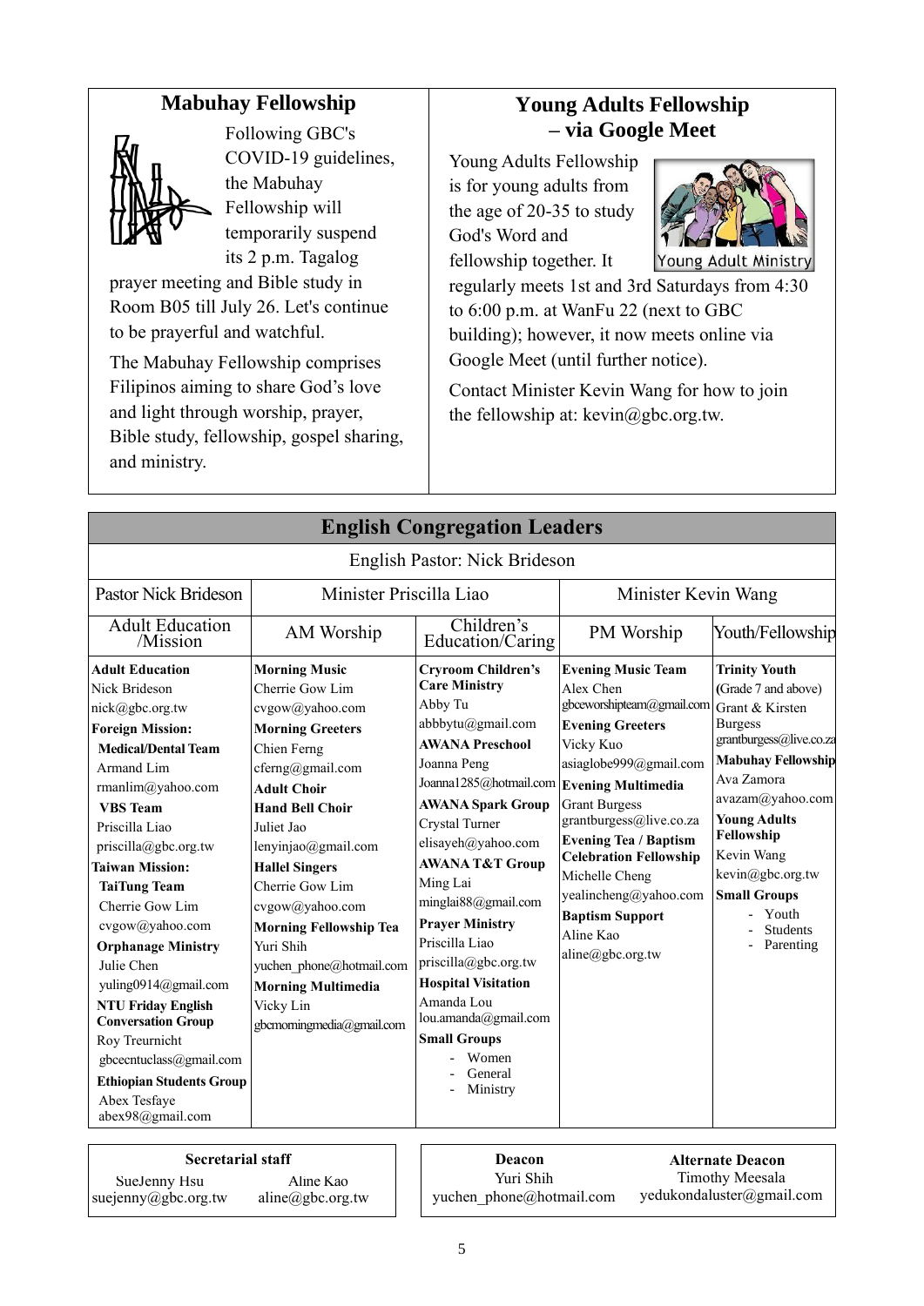## Mabuhay Fellowship

Following GBC's COVID-19 guidelines, the Mabuhay Fellowship will temporarily suspend its 2 p.m. Tagalog prayer meeting and Bible study in Room B05 till July 26. Let's continue to be prayerful and watchful.

The Mabuhay Fellowship comprises Filipinos aiming to share God's love and light through worship, prayer, Bible study, fellowship, gospel sharing, and ministry.

## Young Adults Fellowship – via Google Meet

Young Adults Fellowship is for young adults from the age of 20-35 to study God's Word and fellowship together. It regularly meets 1st and 3rd Saturdays from 4:30 to 6:00 p.m. at WanFu 22 (next to GBC building); however, it now meets online via Google Meet (until further notice).

Contact Minister Kevin Wang for how to join the fellowship at: kevin@gbc.org.tw.

## English Congregation Leaders

English Pastor: Nick Brideson

| Pastor Nick Brideson | Minister Priscilla Liao | | Minister Kevin Wang | |
|---|---|---|---|---|
| Adult Education /Mission | AM Worship | Children's Education/Caring | PM Worship | Youth/Fellowship |
| **Adult Education**<br>Nick Brideson<br>nick@gbc.org.tw<br>**Foreign Mission:**<br>**Medical/Dental Team**<br>Armand Lim<br>rmanlim@yahoo.com<br>**VBS Team**<br>Priscilla Liao<br>priscilla@gbc.org.tw<br>**Taiwan Mission:**<br>**TaiTung Team**<br>Cherrie Gow Lim<br>cvgow@yahoo.com<br>**Orphanage Ministry**<br>Julie Chen<br>yuling0914@gmail.com<br>**NTU Friday English Conversation Group**<br>Roy Treurnicht<br>gbcecntuclass@gmail.com<br>**Ethiopian Students Group**<br>Abex Tesfaye<br>abex98@gmail.com | **Morning Music**<br>Cherrie Gow Lim<br>cvgow@yahoo.com<br>**Morning Greeters**<br>Chien Ferng<br>cferng@gmail.com<br>**Adult Choir**<br>**Hand Bell Choir**<br>Juliet Jao<br>lenyinjao@gmail.com<br>**Hallel Singers**<br>Cherrie Gow Lim<br>cvgow@yahoo.com<br>**Morning Fellowship Tea**<br>Yuri Shih<br>yuchen_phone@hotmail.com<br>**Morning Multimedia**<br>Vicky Lin<br>gbcmorningmedia@gmail.com | **Cryroom Children's Care Ministry**<br>Abby Tu<br>abbbytu@gmail.com<br>**AWANA Preschool**<br>Joanna Peng<br>Joanna1285@hotmail.com<br>**AWANA Spark Group**<br>Crystal Turner<br>elisayeh@yahoo.com<br>**AWANA T&T Group**<br>Ming Lai<br>minglai88@gmail.com<br>**Prayer Ministry**<br>Priscilla Liao<br>priscilla@gbc.org.tw<br>**Hospital Visitation**<br>Amanda Lou<br>lou.amanda@gmail.com<br>**Small Groups**<br>- Women<br>- General<br>- Ministry | **Evening Music Team**<br>Alex Chen<br>gbceworshipteam@gmail.com<br>**Evening Greeters**<br>Vicky Kuo<br>asiaglobe999@gmail.com<br>**Evening Multimedia**<br>Grant Burgess<br>grantburgess@live.co.za<br>**Evening Tea / Baptism Celebration Fellowship**<br>Michelle Cheng<br>yealincheng@yahoo.com<br>**Baptism Support**<br>Aline Kao<br>aline@gbc.org.tw | **Trinity Youth** (Grade 7 and above)<br>Grant & Kirsten Burgess<br>grantburgess@live.co.za<br>**Mabuhay Fellowship**<br>Ava Zamora<br>avazam@yahoo.com<br>**Young Adults Fellowship**<br>Kevin Wang<br>kevin@gbc.org.tw<br>**Small Groups**<br>- Youth<br>- Students<br>- Parenting |

**Secretarial staff**
SueJenny Hsu — suejenny@gbc.org.tw
Aline Kao — aline@gbc.org.tw

**Deacon**
Yuri Shih — yuchen_phone@hotmail.com

**Alternate Deacon**
Timothy Meesala — yedukondaluster@gmail.com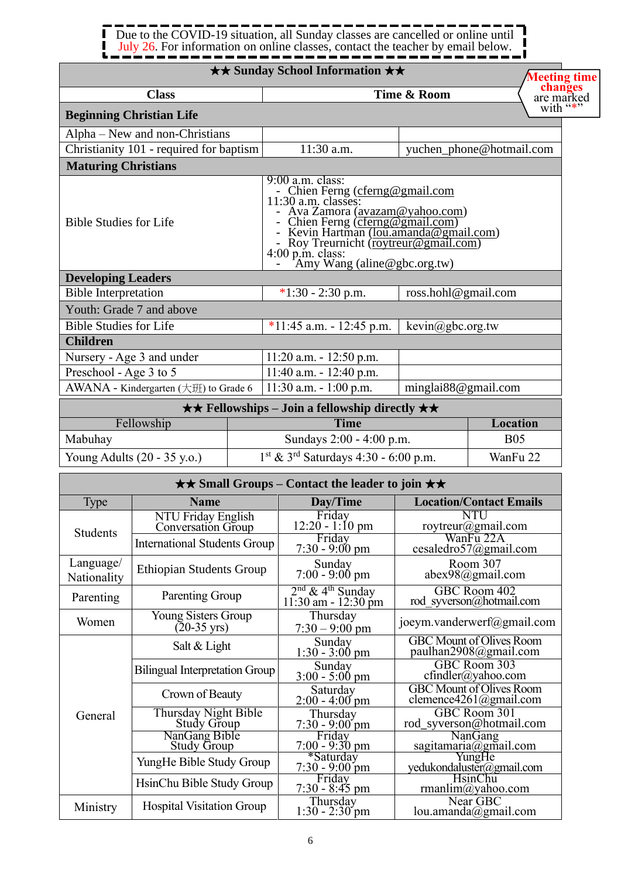Due to the COVID-19 situation, all Sunday classes are cancelled or online until July 26. For information on online classes, contact the teacher by email below.

**Meeting time changes** are marked with "*"

| ★★ Sunday School Information ★★ | | |
|---|---|---|
| **Class** | **Time & Room** | |
| **Beginning Christian Life** | | |
| Alpha – New and non-Christians | | |
| Christianity 101 - required for baptism | 11:30 a.m. | yuchen_phone@hotmail.com |
| **Maturing Christians** | | |
| Bible Studies for Life | 9:00 a.m. class:<br>- Chien Ferng (cferng@gmail.com<br>11:30 a.m. classes:<br>- Ava Zamora (avazam@yahoo.com)<br>- Chien Ferng (cferng@gmail.com)<br>- Kevin Hartman (lou.amanda@gmail.com)<br>- Roy Treurnicht (roytreur@gmail.com)<br>4:00 p.m. class:<br>- Amy Wang (aline@gbc.org.tw) | |
| **Developing Leaders** | | |
| Bible Interpretation | *1:30 - 2:30 p.m. | ross.hohl@gmail.com |
| Youth: Grade 7 and above | | |
| Bible Studies for Life | *11:45 a.m. - 12:45 p.m. | kevin@gbc.org.tw |
| **Children** | | |
| Nursery - Age 3 and under | 11:20 a.m. - 12:50 p.m. | |
| Preschool - Age 3 to 5 | 11:40 a.m. - 12:40 p.m. | |
| AWANA - Kindergarten (大班) to Grade 6 | 11:30 a.m. - 1:00 p.m. | minglai88@gmail.com |

| ★★ Fellowships – Join a fellowship directly ★★ | | |
|---|---|---|
| Fellowship | **Time** | **Location** |
| Mabuhay | Sundays 2:00 - 4:00 p.m. | B05 |
| Young Adults (20 - 35 y.o.) | 1st & 3rd Saturdays 4:30 - 6:00 p.m. | WanFu 22 |

| ★★ Small Groups – Contact the leader to join ★★ | | | |
|---|---|---|---|
| Type | **Name** | **Day/Time** | **Location/Contact Emails** |
| Students | NTU Friday English Conversation Group | Friday 12:20 - 1:10 pm | NTU roytreur@gmail.com |
| | International Students Group | Friday 7:30 - 9:00 pm | WanFu 22A cesaledro57@gmail.com |
| Language/ Nationality | Ethiopian Students Group | Sunday 7:00 - 9:00 pm | Room 307 abex98@gmail.com |
| Parenting | Parenting Group | 2nd & 4th Sunday 11:30 am - 12:30 pm | GBC Room 402 rod_syverson@hotmail.com |
| Women | Young Sisters Group (20-35 yrs) | Thursday 7:30 – 9:00 pm | joeym.vanderwerf@gmail.com |
| General | Salt & Light | Sunday 1:30 - 3:00 pm | GBC Mount of Olives Room paulhan2908@gmail.com |
| | Bilingual Interpretation Group | Sunday 3:00 - 5:00 pm | GBC Room 303 cfindler@yahoo.com |
| | Crown of Beauty | Saturday 2:00 - 4:00 pm | GBC Mount of Olives Room clemence4261@gmail.com |
| | Thursday Night Bible Study Group | Thursday 7:30 - 9:00 pm | GBC Room 301 rod_syverson@hotmail.com |
| | NanGang Bible Study Group | Friday 7:00 - 9:30 pm | NanGang sagitamaria@gmail.com |
| | YungHe Bible Study Group | *Saturday 7:30 - 9:00 pm | YungHe yedukondaluster@gmail.com |
| | HsinChu Bible Study Group | Friday 7:30 - 8:45 pm | HsinChu rmanlim@yahoo.com |
| Ministry | Hospital Visitation Group | Thursday 1:30 - 2:30 pm | Near GBC lou.amanda@gmail.com |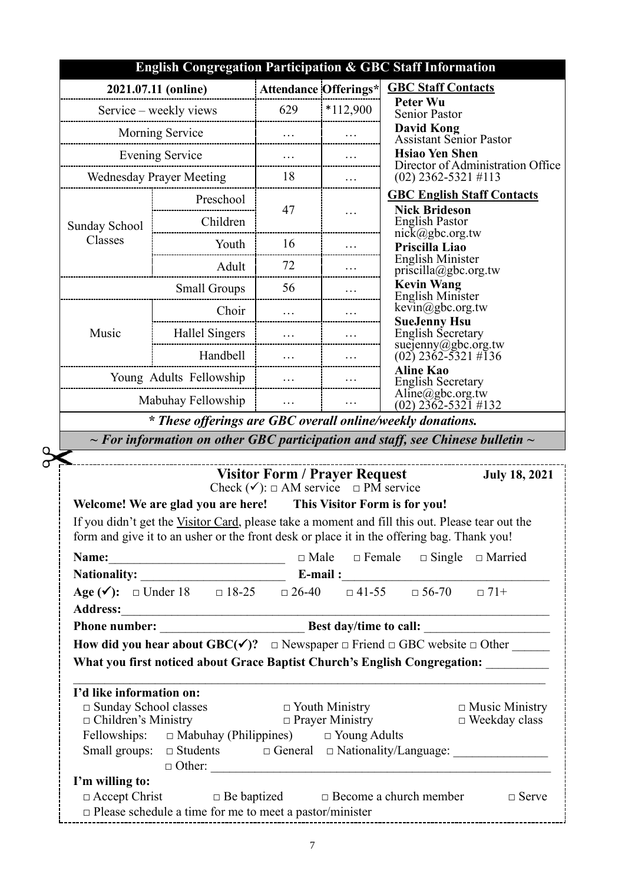## English Congregation Participation & GBC Staff Information

| 2021.07.11 (online) | | Attendance | Offerings* |
|---|---|---|---|
| Service – weekly views | | 629 | *112,900 |
| Morning Service | | … | … |
| Evening Service | | … | … |
| Wednesday Prayer Meeting | | 18 | … |
| Sunday School Classes | Preschool | 47 | … |
| | Children | | |
| | Youth | 16 | … |
| | Adult | 72 | … |
| Small Groups | | 56 | … |
| Music | Choir | … | … |
| | Hallel Singers | … | … |
| | Handbell | … | … |
| Young Adults Fellowship | | … | … |
| Mabuhay Fellowship | | … | … |

**GBC Staff Contacts**

**Peter Wu**
Senior Pastor

**David Kong**
Assistant Senior Pastor

**Hsiao Yen Shen**
Director of Administration Office
(02) 2362-5321 #113

**GBC English Staff Contacts**

**Nick Brideson**
English Pastor
nick@gbc.org.tw

**Priscilla Liao**
English Minister
priscilla@gbc.org.tw

**Kevin Wang**
English Minister
kevin@gbc.org.tw

**SueJenny Hsu**
English Secretary
suejenny@gbc.org.tw
(02) 2362-5321 #136

**Aline Kao**
English Secretary
Aline@gbc.org.tw
(02) 2362-5321 #132

***These offerings are GBC overall online/weekly donations.***

***~ For information on other GBC participation and staff, see Chinese bulletin ~***

---

### Visitor Form / Prayer Request

**July 18, 2021**

Check (✓): □ AM service □ PM service

**Welcome! We are glad you are here! This Visitor Form is for you!**

If you didn't get the Visitor Card, please take a moment and fill this out. Please tear out the form and give it to an usher or the front desk or place it in the offering bag. Thank you!

**Name:**____________________________ □ Male □ Female □ Single □ Married

**Nationality:** ________________________ **E-mail :**________________________________

**Age (✓):** □ Under 18 □ 18-25 □ 26-40 □ 41-55 □ 56-70 □ 71+

**Address:**___________________________________________________________________

**Phone number:** _______________________ **Best day/time to call:** ___________________

**How did you hear about GBC(✓)?** □ Newspaper □ Friend □ GBC website □ Other ______

**What you first noticed about Grace Baptist Church's English Congregation:** __________

_____________________________________________________________________________

**I'd like information on:**

□ Sunday School classes □ Youth Ministry □ Music Ministry
□ Children's Ministry □ Prayer Ministry □ Weekday class
Fellowships: □ Mabuhay (Philippines) □ Young Adults
Small groups: □ Students □ General □ Nationality/Language: _______________
□ Other: ______________________________________________________

**I'm willing to:**

□ Accept Christ □ Be baptized □ Become a church member □ Serve
□ Please schedule a time for me to meet a pastor/minister